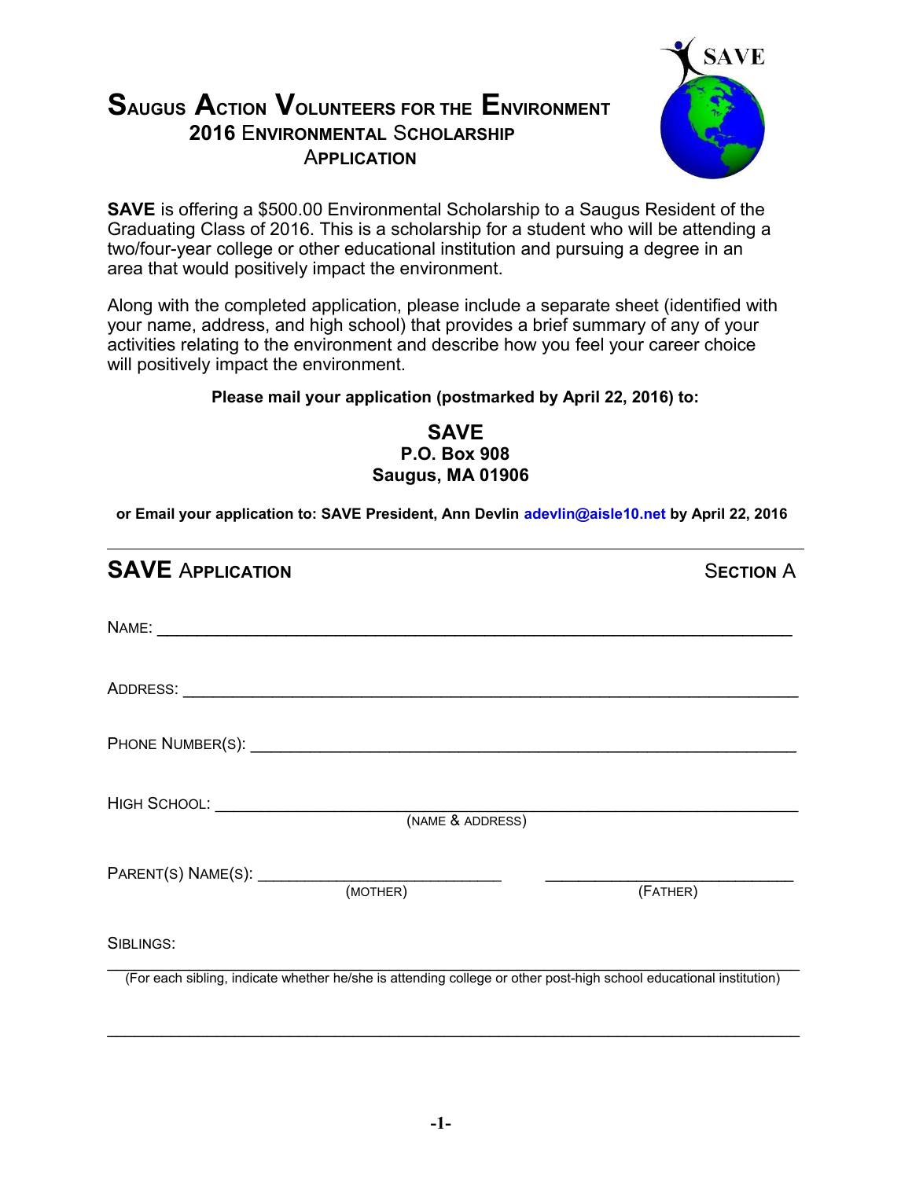# Saugus Action Volunteers for the Environment
## 2016 Environmental Scholarship Application

**SAVE** is offering a $500.00 Environmental Scholarship to a Saugus Resident of the Graduating Class of 2016. This is a scholarship for a student who will be attending a two/four-year college or other educational institution and pursuing a degree in an area that would positively impact the environment.

Along with the completed application, please include a separate sheet (identified with your name, address, and high school) that provides a brief summary of any of your activities relating to the environment and describe how you feel your career choice will positively impact the environment.

**Please mail your application (postmarked by April 22, 2016) to:**

**SAVE**
**P.O. Box 908**
**Saugus, MA 01906**

**or Email your application to: SAVE President, Ann Devlin adevlin@aisle10.net by April 22, 2016**

---

## SAVE Application — Section A

NAME: ______________________________________________________________

ADDRESS: ______________________________________________________________

PHONE NUMBER(S): ______________________________________________________________

HIGH SCHOOL: ______________________________________________________________
(NAME & ADDRESS)

PARENT(S) NAME(S): ____________________________ ____________________________
(MOTHER) (FATHER)

SIBLINGS:

______________________________________________________________
(For each sibling, indicate whether he/she is attending college or other post-high school educational institution)

______________________________________________________________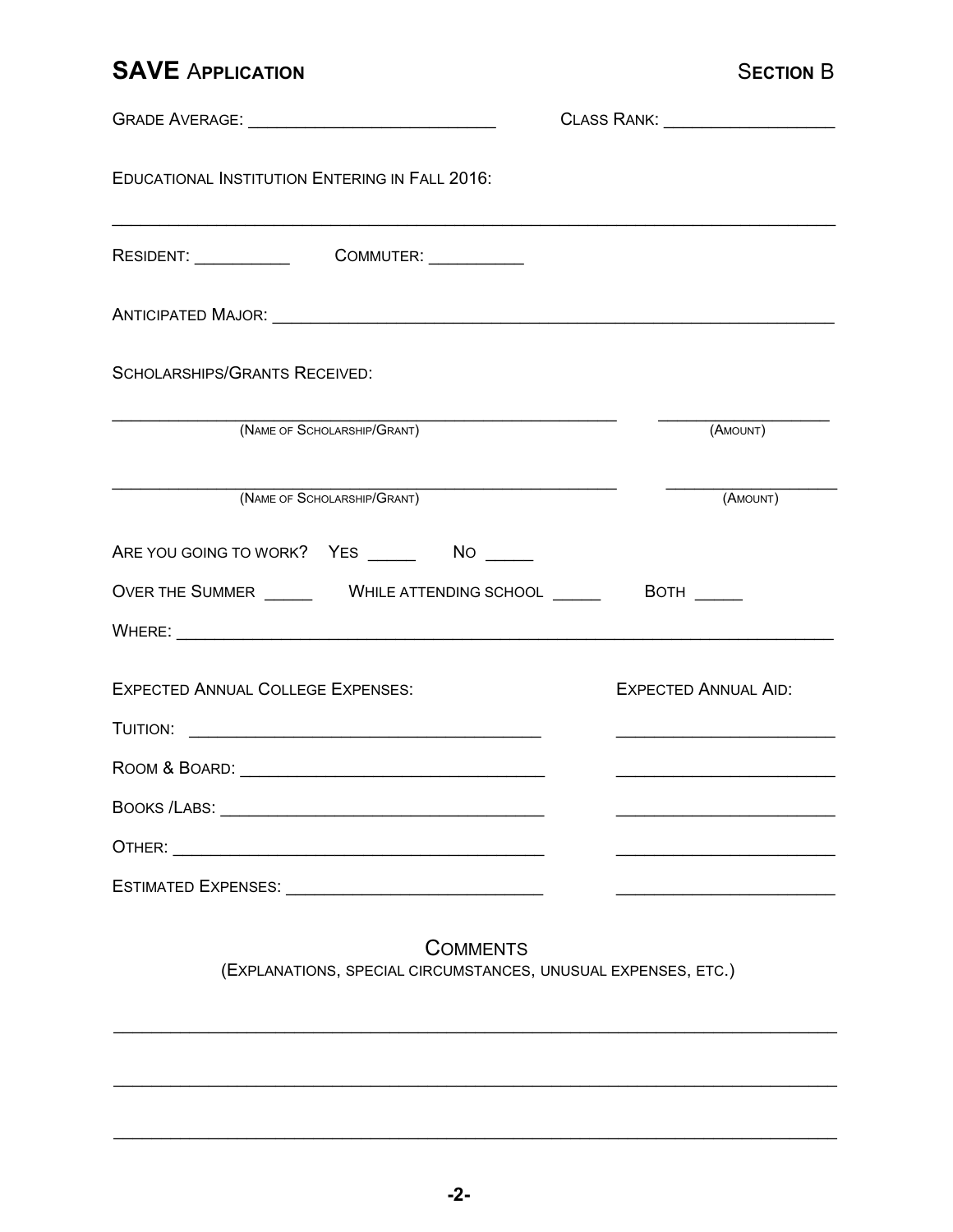## SAVE Application — Section B

Grade Average: ___________________________ Class Rank: __________________

Educational Institution Entering in Fall 2016:

________________________________________________________________________

Resident: __________ Commuter: __________

Anticipated Major: _______________________________________________________

Scholarships/Grants Received:

_________________________________________________ _________________
(Name of Scholarship/Grant) (Amount)

_________________________________________________ _________________
(Name of Scholarship/Grant) (Amount)

Are you going to work? Yes _____ No _____

Over the Summer _____ While attending school _____ Both _____

Where: __________________________________________________________________

| Expected Annual College Expenses: | Expected Annual Aid: |
|---|---|
| Tuition: ______________________________________ | ______________________ |
| Room & Board: _________________________________ | ______________________ |
| Books /Labs: ___________________________________ | ______________________ |
| Other: ________________________________________ | ______________________ |
| Estimated Expenses: ____________________________ | ______________________ |

### Comments

(Explanations, special circumstances, unusual expenses, etc.)

________________________________________________________________________

________________________________________________________________________

________________________________________________________________________